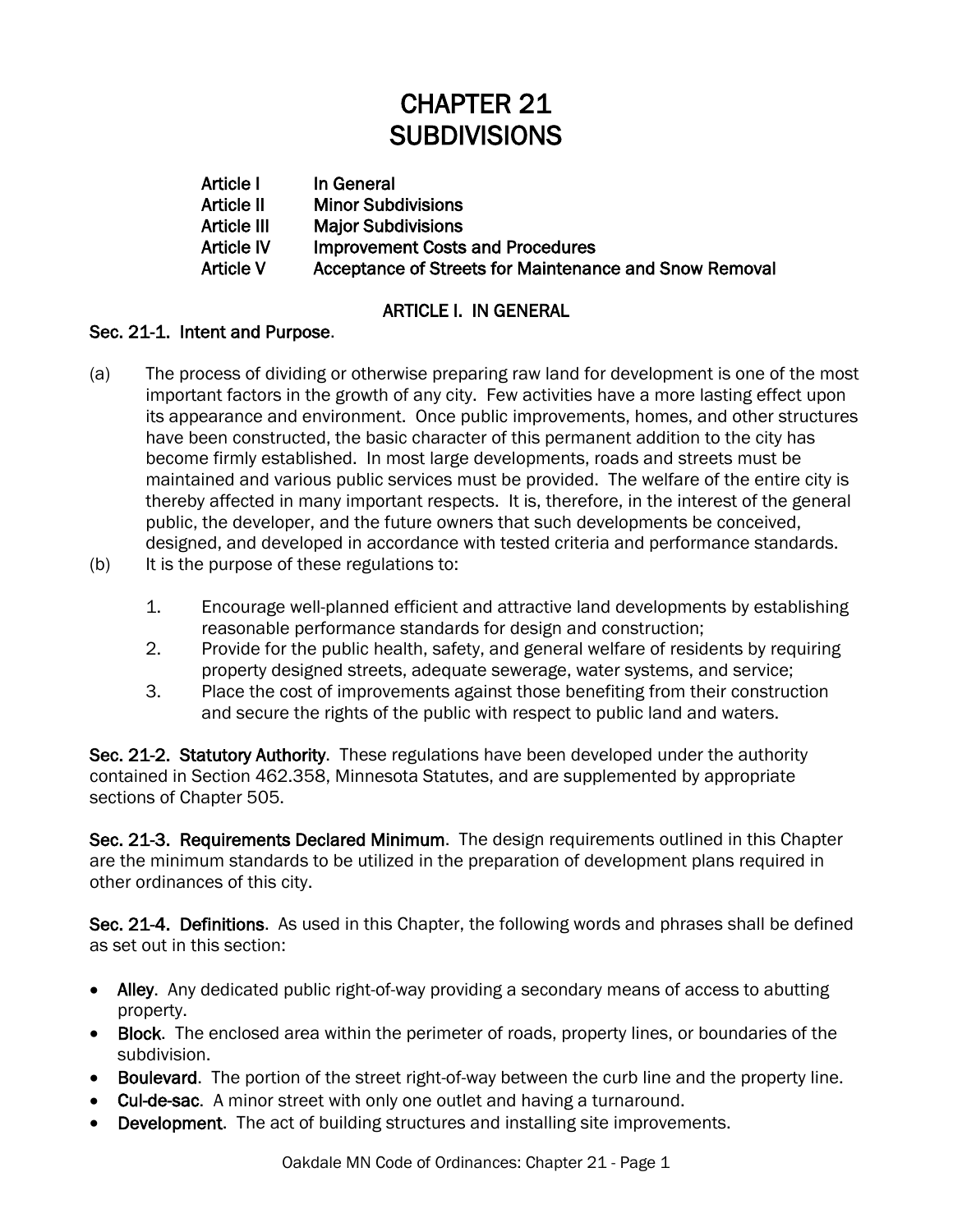# CHAPTER 21
# SUBDIVISIONS

| | |
|---|---|
| **Article I** | **In General** |
| **Article II** | **Minor Subdivisions** |
| **Article III** | **Major Subdivisions** |
| **Article IV** | **Improvement Costs and Procedures** |
| **Article V** | **Acceptance of Streets for Maintenance and Snow Removal** |

## ARTICLE I. IN GENERAL

**Sec. 21-1. Intent and Purpose**.

(a) The process of dividing or otherwise preparing raw land for development is one of the most important factors in the growth of any city. Few activities have a more lasting effect upon its appearance and environment. Once public improvements, homes, and other structures have been constructed, the basic character of this permanent addition to the city has become firmly established. In most large developments, roads and streets must be maintained and various public services must be provided. The welfare of the entire city is thereby affected in many important respects. It is, therefore, in the interest of the general public, the developer, and the future owners that such developments be conceived, designed, and developed in accordance with tested criteria and performance standards.

(b) It is the purpose of these regulations to:

1. Encourage well-planned efficient and attractive land developments by establishing reasonable performance standards for design and construction;
2. Provide for the public health, safety, and general welfare of residents by requiring property designed streets, adequate sewerage, water systems, and service;
3. Place the cost of improvements against those benefiting from their construction and secure the rights of the public with respect to public land and waters.

**Sec. 21-2. Statutory Authority**. These regulations have been developed under the authority contained in Section 462.358, Minnesota Statutes, and are supplemented by appropriate sections of Chapter 505.

**Sec. 21-3. Requirements Declared Minimum**. The design requirements outlined in this Chapter are the minimum standards to be utilized in the preparation of development plans required in other ordinances of this city.

**Sec. 21-4. Definitions**. As used in this Chapter, the following words and phrases shall be defined as set out in this section:

- **Alley**. Any dedicated public right-of-way providing a secondary means of access to abutting property.
- **Block**. The enclosed area within the perimeter of roads, property lines, or boundaries of the subdivision.
- **Boulevard**. The portion of the street right-of-way between the curb line and the property line.
- **Cul-de-sac**. A minor street with only one outlet and having a turnaround.
- **Development**. The act of building structures and installing site improvements.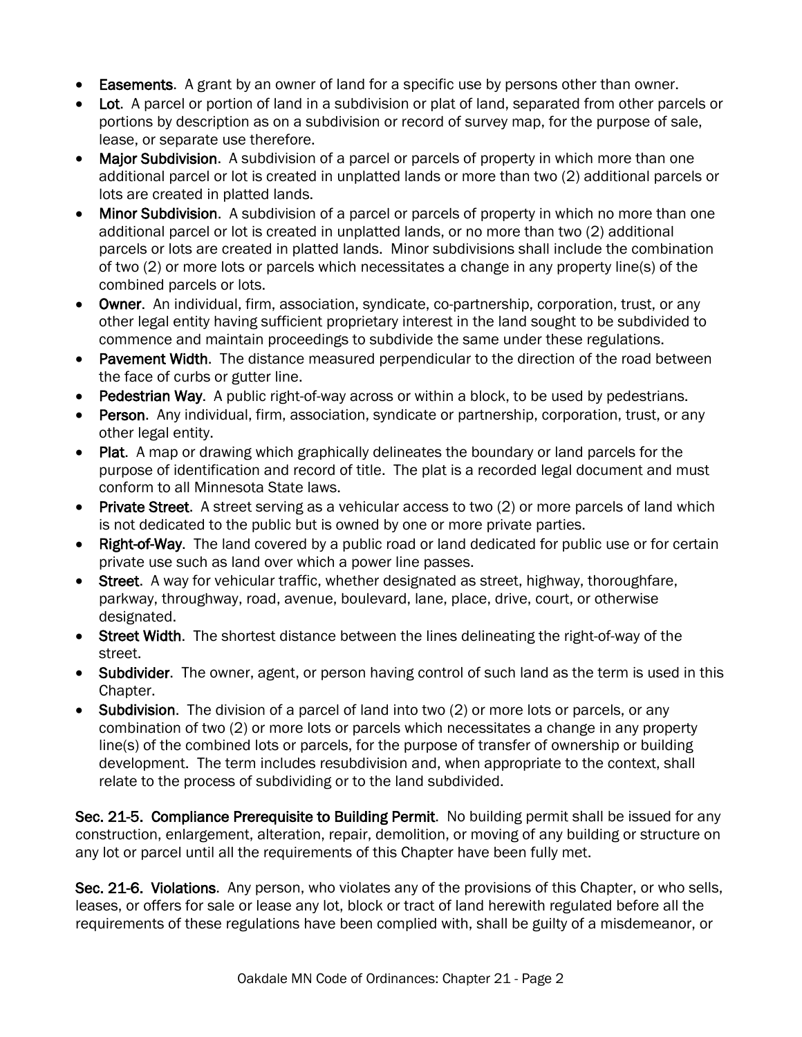- **Easements**. A grant by an owner of land for a specific use by persons other than owner.
- **Lot**. A parcel or portion of land in a subdivision or plat of land, separated from other parcels or portions by description as on a subdivision or record of survey map, for the purpose of sale, lease, or separate use therefore.
- **Major Subdivision**. A subdivision of a parcel or parcels of property in which more than one additional parcel or lot is created in unplatted lands or more than two (2) additional parcels or lots are created in platted lands.
- **Minor Subdivision**. A subdivision of a parcel or parcels of property in which no more than one additional parcel or lot is created in unplatted lands, or no more than two (2) additional parcels or lots are created in platted lands. Minor subdivisions shall include the combination of two (2) or more lots or parcels which necessitates a change in any property line(s) of the combined parcels or lots.
- **Owner**. An individual, firm, association, syndicate, co-partnership, corporation, trust, or any other legal entity having sufficient proprietary interest in the land sought to be subdivided to commence and maintain proceedings to subdivide the same under these regulations.
- **Pavement Width**. The distance measured perpendicular to the direction of the road between the face of curbs or gutter line.
- **Pedestrian Way**. A public right-of-way across or within a block, to be used by pedestrians.
- **Person**. Any individual, firm, association, syndicate or partnership, corporation, trust, or any other legal entity.
- **Plat**. A map or drawing which graphically delineates the boundary or land parcels for the purpose of identification and record of title. The plat is a recorded legal document and must conform to all Minnesota State laws.
- **Private Street**. A street serving as a vehicular access to two (2) or more parcels of land which is not dedicated to the public but is owned by one or more private parties.
- **Right-of-Way**. The land covered by a public road or land dedicated for public use or for certain private use such as land over which a power line passes.
- **Street**. A way for vehicular traffic, whether designated as street, highway, thoroughfare, parkway, throughway, road, avenue, boulevard, lane, place, drive, court, or otherwise designated.
- **Street Width**. The shortest distance between the lines delineating the right-of-way of the street.
- **Subdivider**. The owner, agent, or person having control of such land as the term is used in this Chapter.
- **Subdivision**. The division of a parcel of land into two (2) or more lots or parcels, or any combination of two (2) or more lots or parcels which necessitates a change in any property line(s) of the combined lots or parcels, for the purpose of transfer of ownership or building development. The term includes resubdivision and, when appropriate to the context, shall relate to the process of subdividing or to the land subdivided.

**Sec. 21-5. Compliance Prerequisite to Building Permit**. No building permit shall be issued for any construction, enlargement, alteration, repair, demolition, or moving of any building or structure on any lot or parcel until all the requirements of this Chapter have been fully met.

**Sec. 21-6. Violations**. Any person, who violates any of the provisions of this Chapter, or who sells, leases, or offers for sale or lease any lot, block or tract of land herewith regulated before all the requirements of these regulations have been complied with, shall be guilty of a misdemeanor, or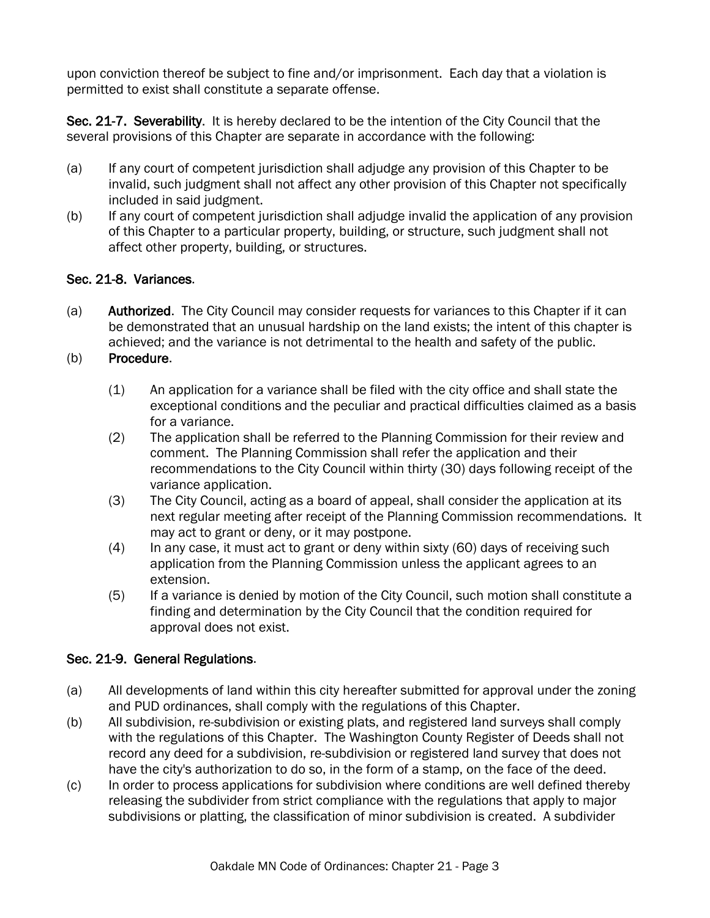upon conviction thereof be subject to fine and/or imprisonment. Each day that a violation is permitted to exist shall constitute a separate offense.

**Sec. 21-7. Severability**. It is hereby declared to be the intention of the City Council that the several provisions of this Chapter are separate in accordance with the following:

(a) If any court of competent jurisdiction shall adjudge any provision of this Chapter to be invalid, such judgment shall not affect any other provision of this Chapter not specifically included in said judgment.

(b) If any court of competent jurisdiction shall adjudge invalid the application of any provision of this Chapter to a particular property, building, or structure, such judgment shall not affect other property, building, or structures.

## Sec. 21-8. Variances.

(a) **Authorized**. The City Council may consider requests for variances to this Chapter if it can be demonstrated that an unusual hardship on the land exists; the intent of this chapter is achieved; and the variance is not detrimental to the health and safety of the public.

(b) **Procedure**.

   (1) An application for a variance shall be filed with the city office and shall state the exceptional conditions and the peculiar and practical difficulties claimed as a basis for a variance.

   (2) The application shall be referred to the Planning Commission for their review and comment. The Planning Commission shall refer the application and their recommendations to the City Council within thirty (30) days following receipt of the variance application.

   (3) The City Council, acting as a board of appeal, shall consider the application at its next regular meeting after receipt of the Planning Commission recommendations. It may act to grant or deny, or it may postpone.

   (4) In any case, it must act to grant or deny within sixty (60) days of receiving such application from the Planning Commission unless the applicant agrees to an extension.

   (5) If a variance is denied by motion of the City Council, such motion shall constitute a finding and determination by the City Council that the condition required for approval does not exist.

## Sec. 21-9. General Regulations.

(a) All developments of land within this city hereafter submitted for approval under the zoning and PUD ordinances, shall comply with the regulations of this Chapter.

(b) All subdivision, re-subdivision or existing plats, and registered land surveys shall comply with the regulations of this Chapter. The Washington County Register of Deeds shall not record any deed for a subdivision, re-subdivision or registered land survey that does not have the city's authorization to do so, in the form of a stamp, on the face of the deed.

(c) In order to process applications for subdivision where conditions are well defined thereby releasing the subdivider from strict compliance with the regulations that apply to major subdivisions or platting, the classification of minor subdivision is created. A subdivider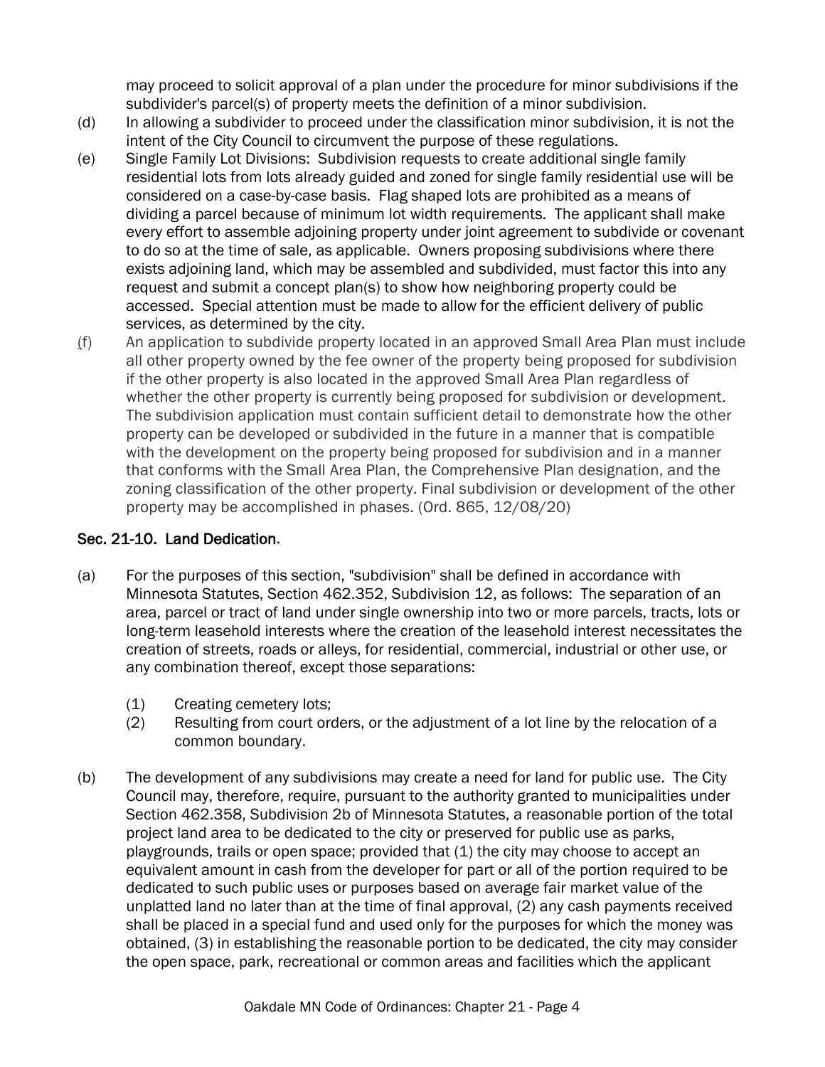may proceed to solicit approval of a plan under the procedure for minor subdivisions if the subdivider's parcel(s) of property meets the definition of a minor subdivision.

(d) In allowing a subdivider to proceed under the classification minor subdivision, it is not the intent of the City Council to circumvent the purpose of these regulations.

(e) Single Family Lot Divisions: Subdivision requests to create additional single family residential lots from lots already guided and zoned for single family residential use will be considered on a case-by-case basis. Flag shaped lots are prohibited as a means of dividing a parcel because of minimum lot width requirements. The applicant shall make every effort to assemble adjoining property under joint agreement to subdivide or covenant to do so at the time of sale, as applicable. Owners proposing subdivisions where there exists adjoining land, which may be assembled and subdivided, must factor this into any request and submit a concept plan(s) to show how neighboring property could be accessed. Special attention must be made to allow for the efficient delivery of public services, as determined by the city.

(f) An application to subdivide property located in an approved Small Area Plan must include all other property owned by the fee owner of the property being proposed for subdivision if the other property is also located in the approved Small Area Plan regardless of whether the other property is currently being proposed for subdivision or development. The subdivision application must contain sufficient detail to demonstrate how the other property can be developed or subdivided in the future in a manner that is compatible with the development on the property being proposed for subdivision and in a manner that conforms with the Small Area Plan, the Comprehensive Plan designation, and the zoning classification of the other property. Final subdivision or development of the other property may be accomplished in phases. (Ord. 865, 12/08/20)

## Sec. 21-10. Land Dedication.

(a) For the purposes of this section, "subdivision" shall be defined in accordance with Minnesota Statutes, Section 462.352, Subdivision 12, as follows: The separation of an area, parcel or tract of land under single ownership into two or more parcels, tracts, lots or long-term leasehold interests where the creation of the leasehold interest necessitates the creation of streets, roads or alleys, for residential, commercial, industrial or other use, or any combination thereof, except those separations:

   (1) Creating cemetery lots;
   (2) Resulting from court orders, or the adjustment of a lot line by the relocation of a common boundary.

(b) The development of any subdivisions may create a need for land for public use. The City Council may, therefore, require, pursuant to the authority granted to municipalities under Section 462.358, Subdivision 2b of Minnesota Statutes, a reasonable portion of the total project land area to be dedicated to the city or preserved for public use as parks, playgrounds, trails or open space; provided that (1) the city may choose to accept an equivalent amount in cash from the developer for part or all of the portion required to be dedicated to such public uses or purposes based on average fair market value of the unplatted land no later than at the time of final approval, (2) any cash payments received shall be placed in a special fund and used only for the purposes for which the money was obtained, (3) in establishing the reasonable portion to be dedicated, the city may consider the open space, park, recreational or common areas and facilities which the applicant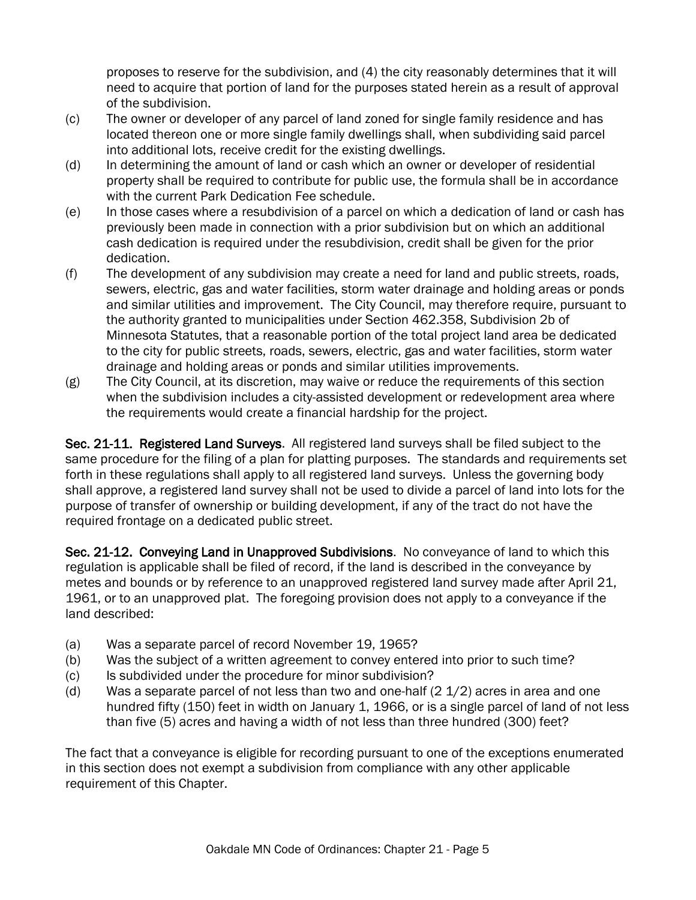proposes to reserve for the subdivision, and (4) the city reasonably determines that it will need to acquire that portion of land for the purposes stated herein as a result of approval of the subdivision.

(c) The owner or developer of any parcel of land zoned for single family residence and has located thereon one or more single family dwellings shall, when subdividing said parcel into additional lots, receive credit for the existing dwellings.

(d) In determining the amount of land or cash which an owner or developer of residential property shall be required to contribute for public use, the formula shall be in accordance with the current Park Dedication Fee schedule.

(e) In those cases where a resubdivision of a parcel on which a dedication of land or cash has previously been made in connection with a prior subdivision but on which an additional cash dedication is required under the resubdivision, credit shall be given for the prior dedication.

(f) The development of any subdivision may create a need for land and public streets, roads, sewers, electric, gas and water facilities, storm water drainage and holding areas or ponds and similar utilities and improvement. The City Council, may therefore require, pursuant to the authority granted to municipalities under Section 462.358, Subdivision 2b of Minnesota Statutes, that a reasonable portion of the total project land area be dedicated to the city for public streets, roads, sewers, electric, gas and water facilities, storm water drainage and holding areas or ponds and similar utilities improvements.

(g) The City Council, at its discretion, may waive or reduce the requirements of this section when the subdivision includes a city-assisted development or redevelopment area where the requirements would create a financial hardship for the project.

**Sec. 21-11. Registered Land Surveys**. All registered land surveys shall be filed subject to the same procedure for the filing of a plan for platting purposes. The standards and requirements set forth in these regulations shall apply to all registered land surveys. Unless the governing body shall approve, a registered land survey shall not be used to divide a parcel of land into lots for the purpose of transfer of ownership or building development, if any of the tract do not have the required frontage on a dedicated public street.

**Sec. 21-12. Conveying Land in Unapproved Subdivisions**. No conveyance of land to which this regulation is applicable shall be filed of record, if the land is described in the conveyance by metes and bounds or by reference to an unapproved registered land survey made after April 21, 1961, or to an unapproved plat. The foregoing provision does not apply to a conveyance if the land described:

(a) Was a separate parcel of record November 19, 1965?

(b) Was the subject of a written agreement to convey entered into prior to such time?

(c) Is subdivided under the procedure for minor subdivision?

(d) Was a separate parcel of not less than two and one-half (2 1/2) acres in area and one hundred fifty (150) feet in width on January 1, 1966, or is a single parcel of land of not less than five (5) acres and having a width of not less than three hundred (300) feet?

The fact that a conveyance is eligible for recording pursuant to one of the exceptions enumerated in this section does not exempt a subdivision from compliance with any other applicable requirement of this Chapter.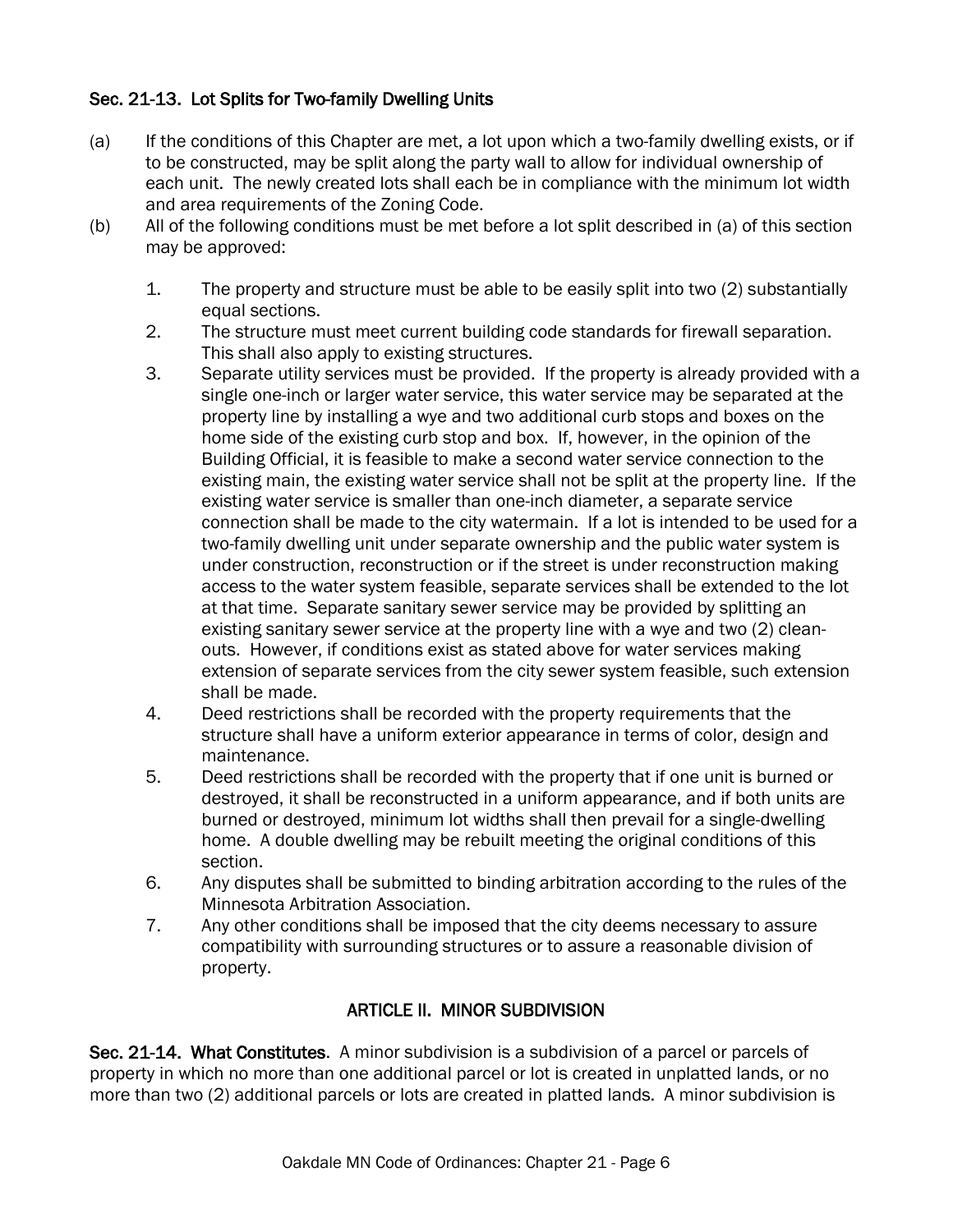### Sec. 21-13. Lot Splits for Two-family Dwelling Units

(a) If the conditions of this Chapter are met, a lot upon which a two-family dwelling exists, or if to be constructed, may be split along the party wall to allow for individual ownership of each unit. The newly created lots shall each be in compliance with the minimum lot width and area requirements of the Zoning Code.

(b) All of the following conditions must be met before a lot split described in (a) of this section may be approved:

1. The property and structure must be able to be easily split into two (2) substantially equal sections.
2. The structure must meet current building code standards for firewall separation. This shall also apply to existing structures.
3. Separate utility services must be provided. If the property is already provided with a single one-inch or larger water service, this water service may be separated at the property line by installing a wye and two additional curb stops and boxes on the home side of the existing curb stop and box. If, however, in the opinion of the Building Official, it is feasible to make a second water service connection to the existing main, the existing water service shall not be split at the property line. If the existing water service is smaller than one-inch diameter, a separate service connection shall be made to the city watermain. If a lot is intended to be used for a two-family dwelling unit under separate ownership and the public water system is under construction, reconstruction or if the street is under reconstruction making access to the water system feasible, separate services shall be extended to the lot at that time. Separate sanitary sewer service may be provided by splitting an existing sanitary sewer service at the property line with a wye and two (2) clean-outs. However, if conditions exist as stated above for water services making extension of separate services from the city sewer system feasible, such extension shall be made.
4. Deed restrictions shall be recorded with the property requirements that the structure shall have a uniform exterior appearance in terms of color, design and maintenance.
5. Deed restrictions shall be recorded with the property that if one unit is burned or destroyed, it shall be reconstructed in a uniform appearance, and if both units are burned or destroyed, minimum lot widths shall then prevail for a single-dwelling home. A double dwelling may be rebuilt meeting the original conditions of this section.
6. Any disputes shall be submitted to binding arbitration according to the rules of the Minnesota Arbitration Association.
7. Any other conditions shall be imposed that the city deems necessary to assure compatibility with surrounding structures or to assure a reasonable division of property.

## ARTICLE II. MINOR SUBDIVISION

**Sec. 21-14. What Constitutes**. A minor subdivision is a subdivision of a parcel or parcels of property in which no more than one additional parcel or lot is created in unplatted lands, or no more than two (2) additional parcels or lots are created in platted lands. A minor subdivision is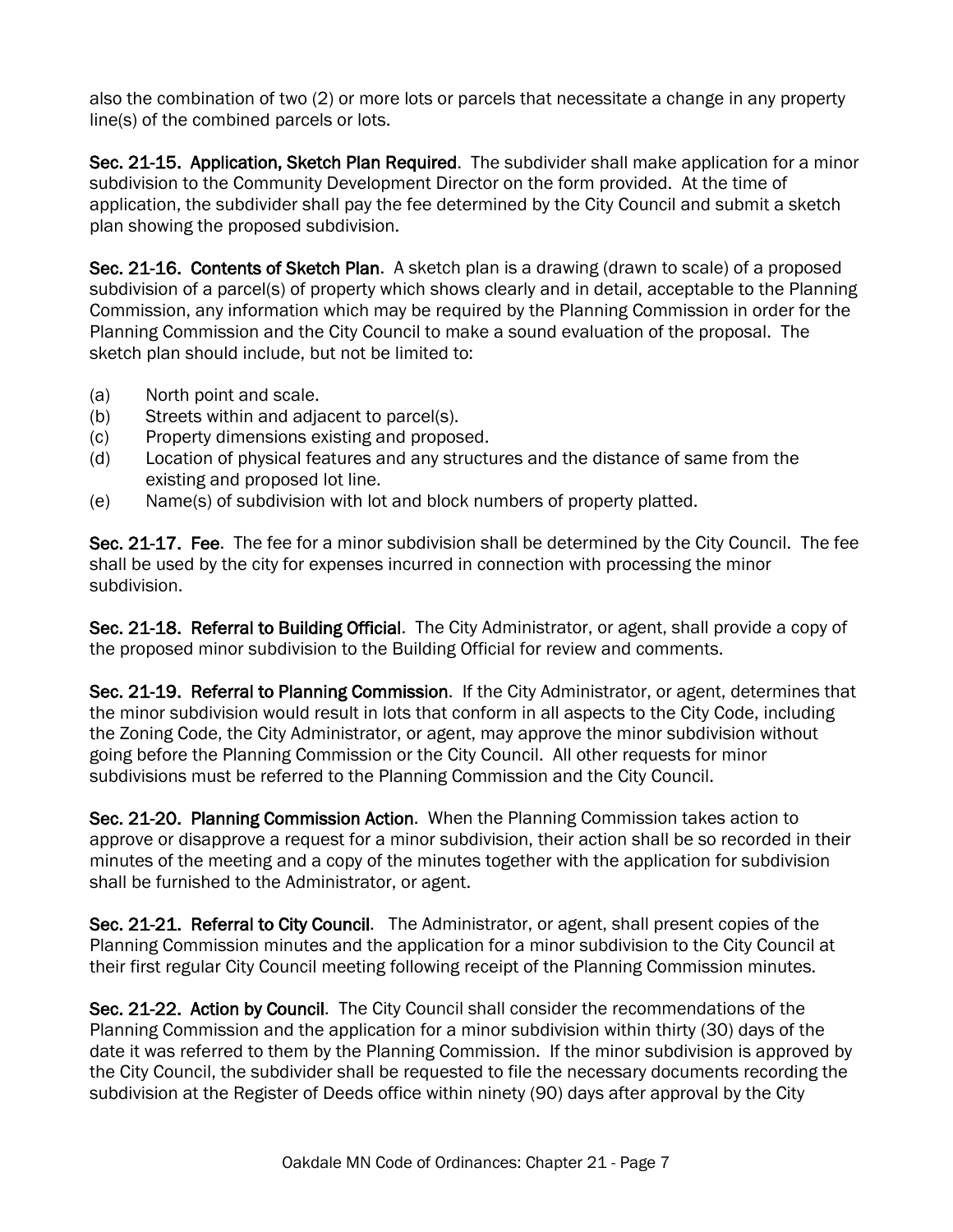also the combination of two (2) or more lots or parcels that necessitate a change in any property line(s) of the combined parcels or lots.

**Sec. 21-15. Application, Sketch Plan Required**. The subdivider shall make application for a minor subdivision to the Community Development Director on the form provided. At the time of application, the subdivider shall pay the fee determined by the City Council and submit a sketch plan showing the proposed subdivision.

**Sec. 21-16. Contents of Sketch Plan**. A sketch plan is a drawing (drawn to scale) of a proposed subdivision of a parcel(s) of property which shows clearly and in detail, acceptable to the Planning Commission, any information which may be required by the Planning Commission in order for the Planning Commission and the City Council to make a sound evaluation of the proposal. The sketch plan should include, but not be limited to:

(a) North point and scale.
(b) Streets within and adjacent to parcel(s).
(c) Property dimensions existing and proposed.
(d) Location of physical features and any structures and the distance of same from the existing and proposed lot line.
(e) Name(s) of subdivision with lot and block numbers of property platted.

**Sec. 21-17. Fee**. The fee for a minor subdivision shall be determined by the City Council. The fee shall be used by the city for expenses incurred in connection with processing the minor subdivision.

**Sec. 21-18. Referral to Building Official**. The City Administrator, or agent, shall provide a copy of the proposed minor subdivision to the Building Official for review and comments.

**Sec. 21-19. Referral to Planning Commission**. If the City Administrator, or agent, determines that the minor subdivision would result in lots that conform in all aspects to the City Code, including the Zoning Code, the City Administrator, or agent, may approve the minor subdivision without going before the Planning Commission or the City Council. All other requests for minor subdivisions must be referred to the Planning Commission and the City Council.

**Sec. 21-20. Planning Commission Action**. When the Planning Commission takes action to approve or disapprove a request for a minor subdivision, their action shall be so recorded in their minutes of the meeting and a copy of the minutes together with the application for subdivision shall be furnished to the Administrator, or agent.

**Sec. 21-21. Referral to City Council**. The Administrator, or agent, shall present copies of the Planning Commission minutes and the application for a minor subdivision to the City Council at their first regular City Council meeting following receipt of the Planning Commission minutes.

**Sec. 21-22. Action by Council**. The City Council shall consider the recommendations of the Planning Commission and the application for a minor subdivision within thirty (30) days of the date it was referred to them by the Planning Commission. If the minor subdivision is approved by the City Council, the subdivider shall be requested to file the necessary documents recording the subdivision at the Register of Deeds office within ninety (90) days after approval by the City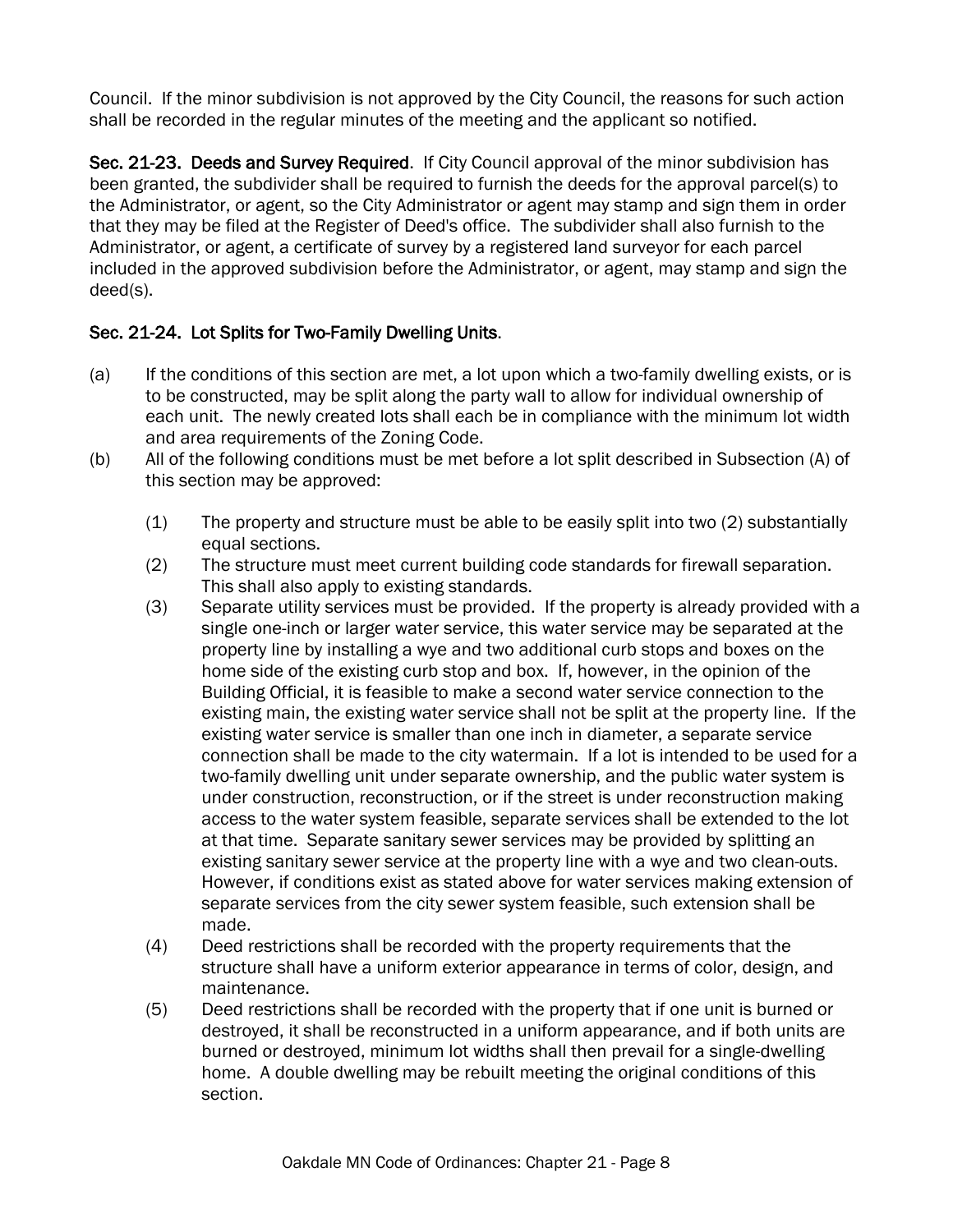Council. If the minor subdivision is not approved by the City Council, the reasons for such action shall be recorded in the regular minutes of the meeting and the applicant so notified.

**Sec. 21-23. Deeds and Survey Required**. If City Council approval of the minor subdivision has been granted, the subdivider shall be required to furnish the deeds for the approval parcel(s) to the Administrator, or agent, so the City Administrator or agent may stamp and sign them in order that they may be filed at the Register of Deed's office. The subdivider shall also furnish to the Administrator, or agent, a certificate of survey by a registered land surveyor for each parcel included in the approved subdivision before the Administrator, or agent, may stamp and sign the deed(s).

**Sec. 21-24. Lot Splits for Two-Family Dwelling Units**.

(a) If the conditions of this section are met, a lot upon which a two-family dwelling exists, or is to be constructed, may be split along the party wall to allow for individual ownership of each unit. The newly created lots shall each be in compliance with the minimum lot width and area requirements of the Zoning Code.

(b) All of the following conditions must be met before a lot split described in Subsection (A) of this section may be approved:

(1) The property and structure must be able to be easily split into two (2) substantially equal sections.

(2) The structure must meet current building code standards for firewall separation. This shall also apply to existing standards.

(3) Separate utility services must be provided. If the property is already provided with a single one-inch or larger water service, this water service may be separated at the property line by installing a wye and two additional curb stops and boxes on the home side of the existing curb stop and box. If, however, in the opinion of the Building Official, it is feasible to make a second water service connection to the existing main, the existing water service shall not be split at the property line. If the existing water service is smaller than one inch in diameter, a separate service connection shall be made to the city watermain. If a lot is intended to be used for a two-family dwelling unit under separate ownership, and the public water system is under construction, reconstruction, or if the street is under reconstruction making access to the water system feasible, separate services shall be extended to the lot at that time. Separate sanitary sewer services may be provided by splitting an existing sanitary sewer service at the property line with a wye and two clean-outs. However, if conditions exist as stated above for water services making extension of separate services from the city sewer system feasible, such extension shall be made.

(4) Deed restrictions shall be recorded with the property requirements that the structure shall have a uniform exterior appearance in terms of color, design, and maintenance.

(5) Deed restrictions shall be recorded with the property that if one unit is burned or destroyed, it shall be reconstructed in a uniform appearance, and if both units are burned or destroyed, minimum lot widths shall then prevail for a single-dwelling home. A double dwelling may be rebuilt meeting the original conditions of this section.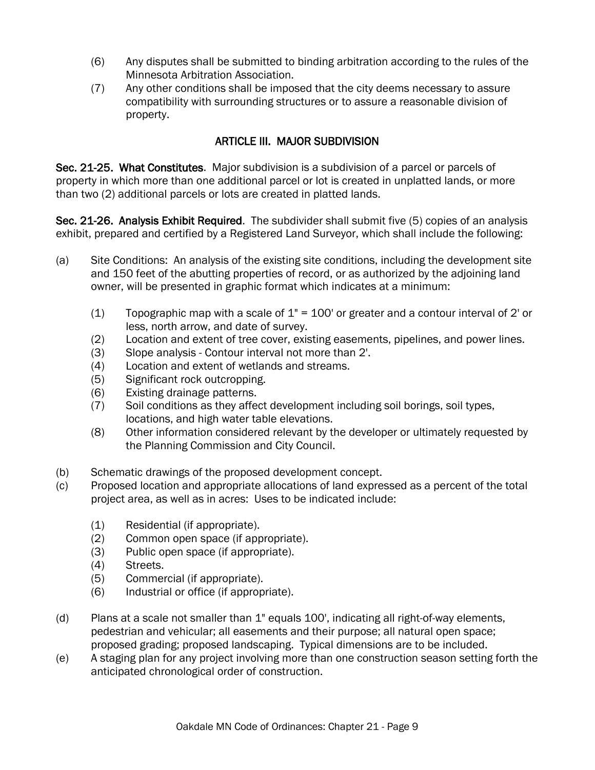(6) Any disputes shall be submitted to binding arbitration according to the rules of the Minnesota Arbitration Association.

(7) Any other conditions shall be imposed that the city deems necessary to assure compatibility with surrounding structures or to assure a reasonable division of property.

## ARTICLE III. MAJOR SUBDIVISION

**Sec. 21-25. What Constitutes**. Major subdivision is a subdivision of a parcel or parcels of property in which more than one additional parcel or lot is created in unplatted lands, or more than two (2) additional parcels or lots are created in platted lands.

**Sec. 21-26. Analysis Exhibit Required**. The subdivider shall submit five (5) copies of an analysis exhibit, prepared and certified by a Registered Land Surveyor, which shall include the following:

(a) Site Conditions: An analysis of the existing site conditions, including the development site and 150 feet of the abutting properties of record, or as authorized by the adjoining land owner, will be presented in graphic format which indicates at a minimum:

   (1) Topographic map with a scale of 1" = 100' or greater and a contour interval of 2' or less, north arrow, and date of survey.
   (2) Location and extent of tree cover, existing easements, pipelines, and power lines.
   (3) Slope analysis - Contour interval not more than 2'.
   (4) Location and extent of wetlands and streams.
   (5) Significant rock outcropping.
   (6) Existing drainage patterns.
   (7) Soil conditions as they affect development including soil borings, soil types, locations, and high water table elevations.
   (8) Other information considered relevant by the developer or ultimately requested by the Planning Commission and City Council.

(b) Schematic drawings of the proposed development concept.

(c) Proposed location and appropriate allocations of land expressed as a percent of the total project area, as well as in acres: Uses to be indicated include:

   (1) Residential (if appropriate).
   (2) Common open space (if appropriate).
   (3) Public open space (if appropriate).
   (4) Streets.
   (5) Commercial (if appropriate).
   (6) Industrial or office (if appropriate).

(d) Plans at a scale not smaller than 1" equals 100', indicating all right-of-way elements, pedestrian and vehicular; all easements and their purpose; all natural open space; proposed grading; proposed landscaping. Typical dimensions are to be included.

(e) A staging plan for any project involving more than one construction season setting forth the anticipated chronological order of construction.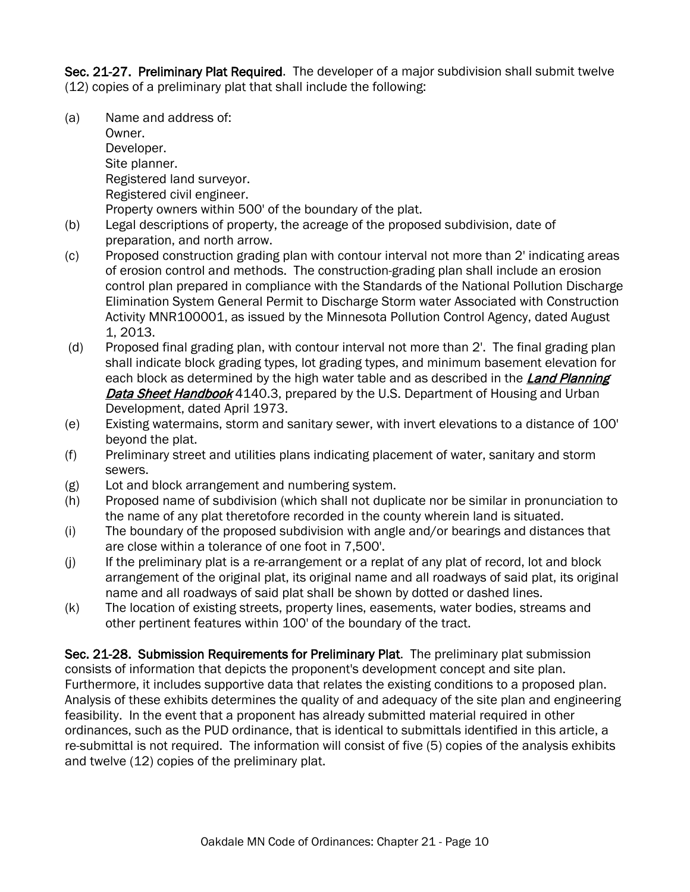**Sec. 21-27. Preliminary Plat Required**. The developer of a major subdivision shall submit twelve (12) copies of a preliminary plat that shall include the following:

(a) Name and address of:
Owner.
Developer.
Site planner.
Registered land surveyor.
Registered civil engineer.
Property owners within 500' of the boundary of the plat.

(b) Legal descriptions of property, the acreage of the proposed subdivision, date of preparation, and north arrow.

(c) Proposed construction grading plan with contour interval not more than 2' indicating areas of erosion control and methods. The construction-grading plan shall include an erosion control plan prepared in compliance with the Standards of the National Pollution Discharge Elimination System General Permit to Discharge Storm water Associated with Construction Activity MNR100001, as issued by the Minnesota Pollution Control Agency, dated August 1, 2013.

(d) Proposed final grading plan, with contour interval not more than 2'. The final grading plan shall indicate block grading types, lot grading types, and minimum basement elevation for each block as determined by the high water table and as described in the ***Land Planning Data Sheet Handbook*** 4140.3, prepared by the U.S. Department of Housing and Urban Development, dated April 1973.

(e) Existing watermains, storm and sanitary sewer, with invert elevations to a distance of 100' beyond the plat.

(f) Preliminary street and utilities plans indicating placement of water, sanitary and storm sewers.

(g) Lot and block arrangement and numbering system.

(h) Proposed name of subdivision (which shall not duplicate nor be similar in pronunciation to the name of any plat theretofore recorded in the county wherein land is situated.

(i) The boundary of the proposed subdivision with angle and/or bearings and distances that are close within a tolerance of one foot in 7,500'.

(j) If the preliminary plat is a re-arrangement or a replat of any plat of record, lot and block arrangement of the original plat, its original name and all roadways of said plat, its original name and all roadways of said plat shall be shown by dotted or dashed lines.

(k) The location of existing streets, property lines, easements, water bodies, streams and other pertinent features within 100' of the boundary of the tract.

**Sec. 21-28. Submission Requirements for Preliminary Plat**. The preliminary plat submission consists of information that depicts the proponent's development concept and site plan. Furthermore, it includes supportive data that relates the existing conditions to a proposed plan. Analysis of these exhibits determines the quality of and adequacy of the site plan and engineering feasibility. In the event that a proponent has already submitted material required in other ordinances, such as the PUD ordinance, that is identical to submittals identified in this article, a re-submittal is not required. The information will consist of five (5) copies of the analysis exhibits and twelve (12) copies of the preliminary plat.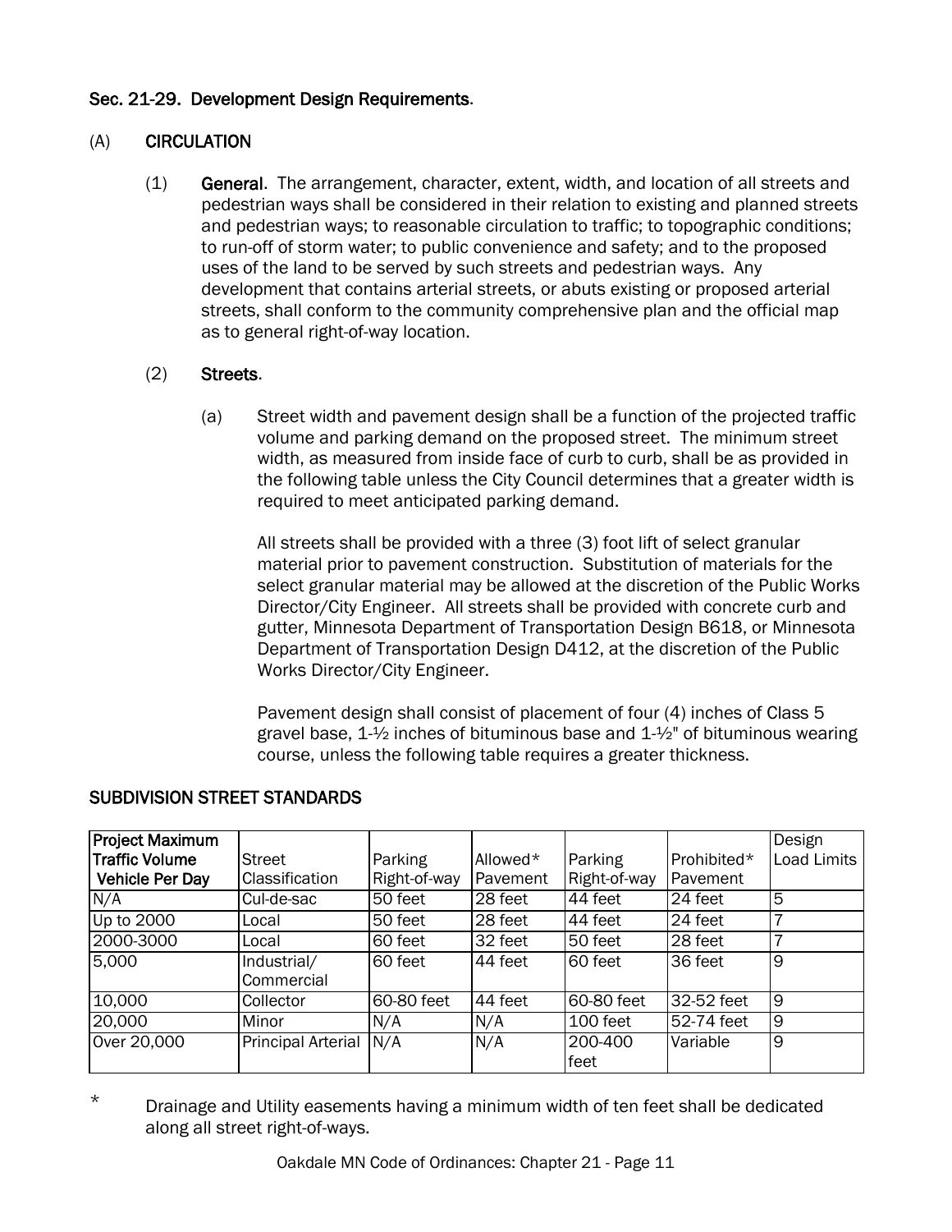## Sec. 21-29. Development Design Requirements.

### (A) CIRCULATION

(1) **General**. The arrangement, character, extent, width, and location of all streets and pedestrian ways shall be considered in their relation to existing and planned streets and pedestrian ways; to reasonable circulation to traffic; to topographic conditions; to run-off of storm water; to public convenience and safety; and to the proposed uses of the land to be served by such streets and pedestrian ways. Any development that contains arterial streets, or abuts existing or proposed arterial streets, shall conform to the community comprehensive plan and the official map as to general right-of-way location.

(2) **Streets**.

(a) Street width and pavement design shall be a function of the projected traffic volume and parking demand on the proposed street. The minimum street width, as measured from inside face of curb to curb, shall be as provided in the following table unless the City Council determines that a greater width is required to meet anticipated parking demand.

All streets shall be provided with a three (3) foot lift of select granular material prior to pavement construction. Substitution of materials for the select granular material may be allowed at the discretion of the Public Works Director/City Engineer. All streets shall be provided with concrete curb and gutter, Minnesota Department of Transportation Design B618, or Minnesota Department of Transportation Design D412, at the discretion of the Public Works Director/City Engineer.

Pavement design shall consist of placement of four (4) inches of Class 5 gravel base, 1-½ inches of bituminous base and 1-½" of bituminous wearing course, unless the following table requires a greater thickness.

### SUBDIVISION STREET STANDARDS

| Project Maximum Traffic Volume Vehicle Per Day | Street Classification | Parking Right-of-way | Allowed* Pavement | Parking Right-of-way | Prohibited* Pavement | Design Load Limits |
|---|---|---|---|---|---|---|
| N/A | Cul-de-sac | 50 feet | 28 feet | 44 feet | 24 feet | 5 |
| Up to 2000 | Local | 50 feet | 28 feet | 44 feet | 24 feet | 7 |
| 2000-3000 | Local | 60 feet | 32 feet | 50 feet | 28 feet | 7 |
| 5,000 | Industrial/ Commercial | 60 feet | 44 feet | 60 feet | 36 feet | 9 |
| 10,000 | Collector | 60-80 feet | 44 feet | 60-80 feet | 32-52 feet | 9 |
| 20,000 | Minor | N/A | N/A | 100 feet | 52-74 feet | 9 |
| Over 20,000 | Principal Arterial | N/A | N/A | 200-400 feet | Variable | 9 |

* Drainage and Utility easements having a minimum width of ten feet shall be dedicated along all street right-of-ways.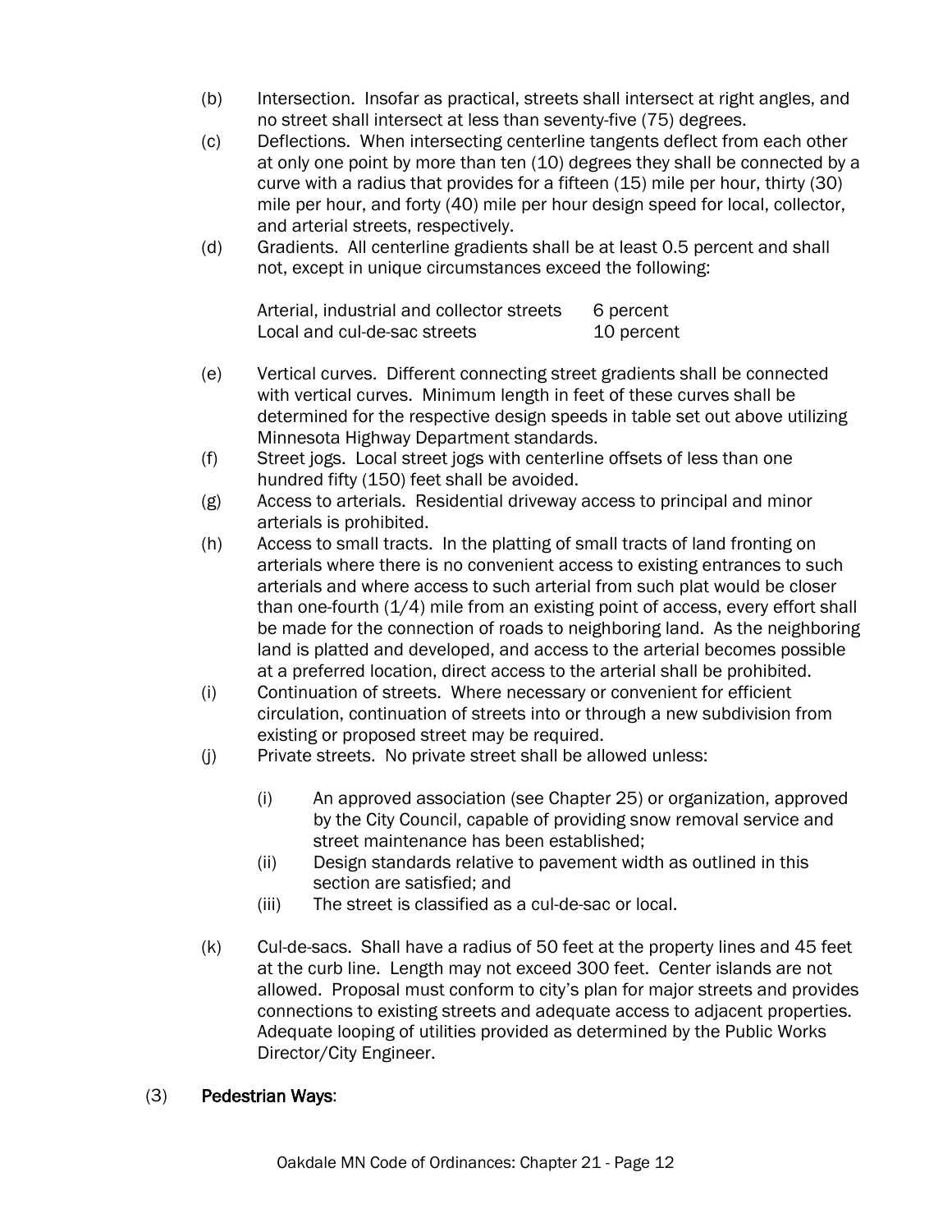(b) Intersection. Insofar as practical, streets shall intersect at right angles, and no street shall intersect at less than seventy-five (75) degrees.

(c) Deflections. When intersecting centerline tangents deflect from each other at only one point by more than ten (10) degrees they shall be connected by a curve with a radius that provides for a fifteen (15) mile per hour, thirty (30) mile per hour, and forty (40) mile per hour design speed for local, collector, and arterial streets, respectively.

(d) Gradients. All centerline gradients shall be at least 0.5 percent and shall not, except in unique circumstances exceed the following:

| | |
|---|---|
| Arterial, industrial and collector streets | 6 percent |
| Local and cul-de-sac streets | 10 percent |

(e) Vertical curves. Different connecting street gradients shall be connected with vertical curves. Minimum length in feet of these curves shall be determined for the respective design speeds in table set out above utilizing Minnesota Highway Department standards.

(f) Street jogs. Local street jogs with centerline offsets of less than one hundred fifty (150) feet shall be avoided.

(g) Access to arterials. Residential driveway access to principal and minor arterials is prohibited.

(h) Access to small tracts. In the platting of small tracts of land fronting on arterials where there is no convenient access to existing entrances to such arterials and where access to such arterial from such plat would be closer than one-fourth (1/4) mile from an existing point of access, every effort shall be made for the connection of roads to neighboring land. As the neighboring land is platted and developed, and access to the arterial becomes possible at a preferred location, direct access to the arterial shall be prohibited.

(i) Continuation of streets. Where necessary or convenient for efficient circulation, continuation of streets into or through a new subdivision from existing or proposed street may be required.

(j) Private streets. No private street shall be allowed unless:

  (i) An approved association (see Chapter 25) or organization, approved by the City Council, capable of providing snow removal service and street maintenance has been established;

  (ii) Design standards relative to pavement width as outlined in this section are satisfied; and

  (iii) The street is classified as a cul-de-sac or local.

(k) Cul-de-sacs. Shall have a radius of 50 feet at the property lines and 45 feet at the curb line. Length may not exceed 300 feet. Center islands are not allowed. Proposal must conform to city's plan for major streets and provides connections to existing streets and adequate access to adjacent properties. Adequate looping of utilities provided as determined by the Public Works Director/City Engineer.

(3) **Pedestrian Ways**: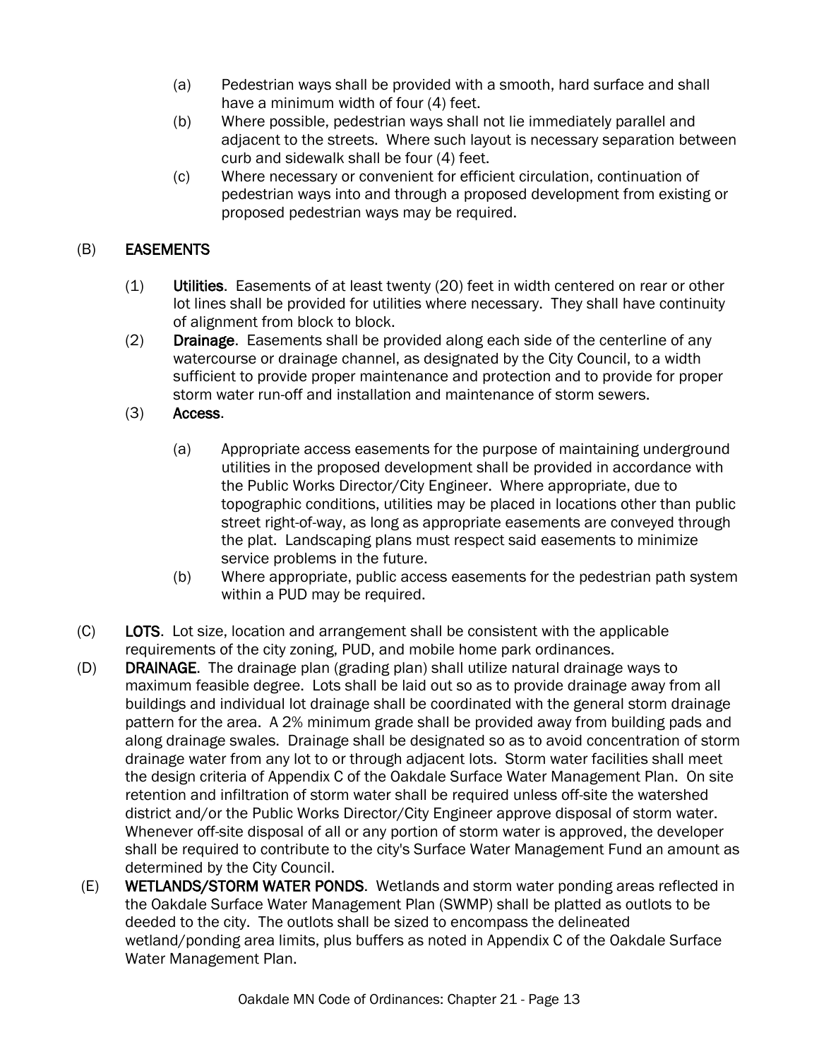(a) Pedestrian ways shall be provided with a smooth, hard surface and shall have a minimum width of four (4) feet.

(b) Where possible, pedestrian ways shall not lie immediately parallel and adjacent to the streets. Where such layout is necessary separation between curb and sidewalk shall be four (4) feet.

(c) Where necessary or convenient for efficient circulation, continuation of pedestrian ways into and through a proposed development from existing or proposed pedestrian ways may be required.

(B) **EASEMENTS**

(1) **Utilities**. Easements of at least twenty (20) feet in width centered on rear or other lot lines shall be provided for utilities where necessary. They shall have continuity of alignment from block to block.

(2) **Drainage**. Easements shall be provided along each side of the centerline of any watercourse or drainage channel, as designated by the City Council, to a width sufficient to provide proper maintenance and protection and to provide for proper storm water run-off and installation and maintenance of storm sewers.

(3) **Access**.

(a) Appropriate access easements for the purpose of maintaining underground utilities in the proposed development shall be provided in accordance with the Public Works Director/City Engineer. Where appropriate, due to topographic conditions, utilities may be placed in locations other than public street right-of-way, as long as appropriate easements are conveyed through the plat. Landscaping plans must respect said easements to minimize service problems in the future.

(b) Where appropriate, public access easements for the pedestrian path system within a PUD may be required.

(C) **LOTS**. Lot size, location and arrangement shall be consistent with the applicable requirements of the city zoning, PUD, and mobile home park ordinances.

(D) **DRAINAGE**. The drainage plan (grading plan) shall utilize natural drainage ways to maximum feasible degree. Lots shall be laid out so as to provide drainage away from all buildings and individual lot drainage shall be coordinated with the general storm drainage pattern for the area. A 2% minimum grade shall be provided away from building pads and along drainage swales. Drainage shall be designated so as to avoid concentration of storm drainage water from any lot to or through adjacent lots. Storm water facilities shall meet the design criteria of Appendix C of the Oakdale Surface Water Management Plan. On site retention and infiltration of storm water shall be required unless off-site the watershed district and/or the Public Works Director/City Engineer approve disposal of storm water. Whenever off-site disposal of all or any portion of storm water is approved, the developer shall be required to contribute to the city's Surface Water Management Fund an amount as determined by the City Council.

(E) **WETLANDS/STORM WATER PONDS**. Wetlands and storm water ponding areas reflected in the Oakdale Surface Water Management Plan (SWMP) shall be platted as outlots to be deeded to the city. The outlots shall be sized to encompass the delineated wetland/ponding area limits, plus buffers as noted in Appendix C of the Oakdale Surface Water Management Plan.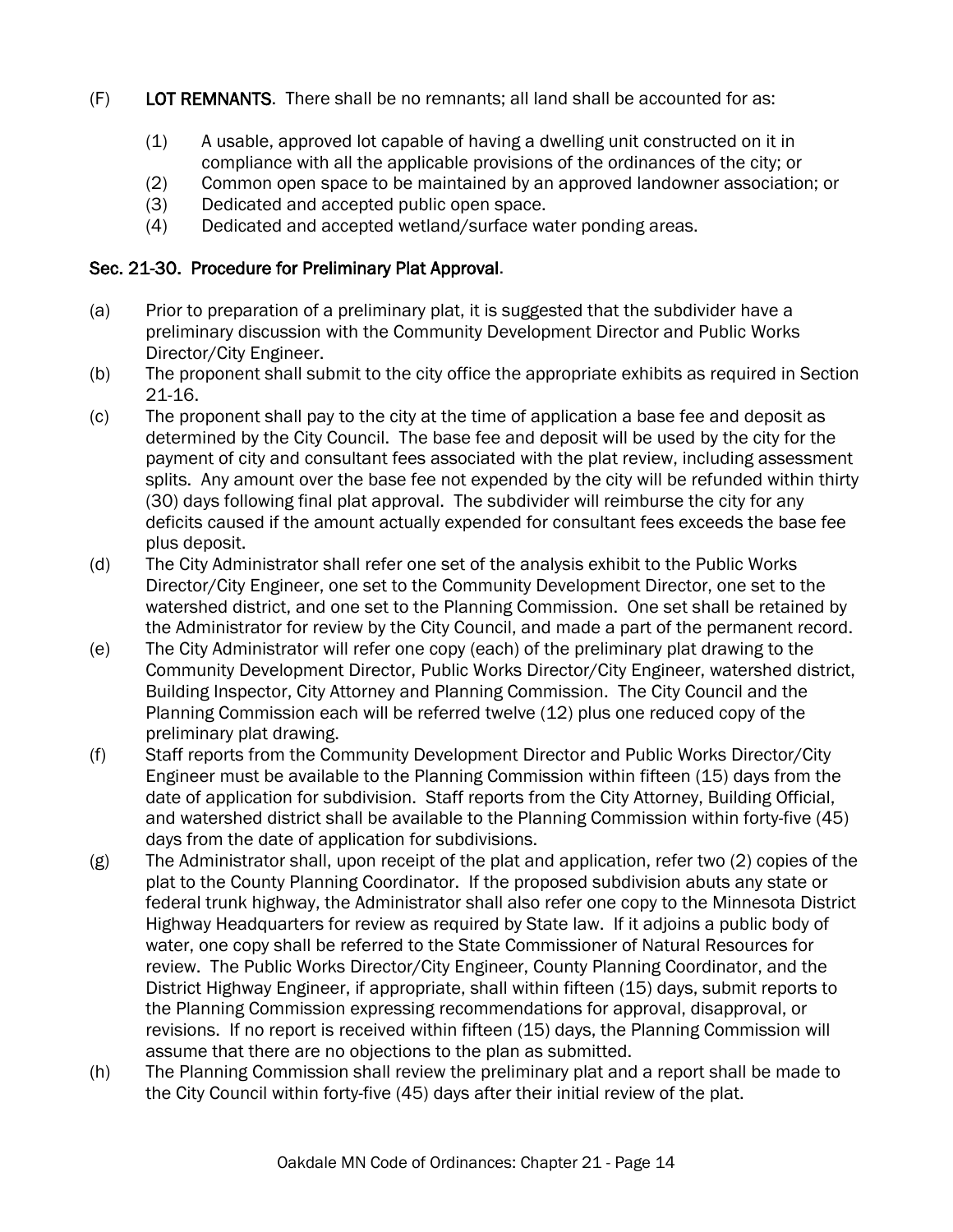(F) **LOT REMNANTS**. There shall be no remnants; all land shall be accounted for as:

(1) A usable, approved lot capable of having a dwelling unit constructed on it in compliance with all the applicable provisions of the ordinances of the city; or
(2) Common open space to be maintained by an approved landowner association; or
(3) Dedicated and accepted public open space.
(4) Dedicated and accepted wetland/surface water ponding areas.

### Sec. 21-30. Procedure for Preliminary Plat Approval.

(a) Prior to preparation of a preliminary plat, it is suggested that the subdivider have a preliminary discussion with the Community Development Director and Public Works Director/City Engineer.

(b) The proponent shall submit to the city office the appropriate exhibits as required in Section 21-16.

(c) The proponent shall pay to the city at the time of application a base fee and deposit as determined by the City Council. The base fee and deposit will be used by the city for the payment of city and consultant fees associated with the plat review, including assessment splits. Any amount over the base fee not expended by the city will be refunded within thirty (30) days following final plat approval. The subdivider will reimburse the city for any deficits caused if the amount actually expended for consultant fees exceeds the base fee plus deposit.

(d) The City Administrator shall refer one set of the analysis exhibit to the Public Works Director/City Engineer, one set to the Community Development Director, one set to the watershed district, and one set to the Planning Commission. One set shall be retained by the Administrator for review by the City Council, and made a part of the permanent record.

(e) The City Administrator will refer one copy (each) of the preliminary plat drawing to the Community Development Director, Public Works Director/City Engineer, watershed district, Building Inspector, City Attorney and Planning Commission. The City Council and the Planning Commission each will be referred twelve (12) plus one reduced copy of the preliminary plat drawing.

(f) Staff reports from the Community Development Director and Public Works Director/City Engineer must be available to the Planning Commission within fifteen (15) days from the date of application for subdivision. Staff reports from the City Attorney, Building Official, and watershed district shall be available to the Planning Commission within forty-five (45) days from the date of application for subdivisions.

(g) The Administrator shall, upon receipt of the plat and application, refer two (2) copies of the plat to the County Planning Coordinator. If the proposed subdivision abuts any state or federal trunk highway, the Administrator shall also refer one copy to the Minnesota District Highway Headquarters for review as required by State law. If it adjoins a public body of water, one copy shall be referred to the State Commissioner of Natural Resources for review. The Public Works Director/City Engineer, County Planning Coordinator, and the District Highway Engineer, if appropriate, shall within fifteen (15) days, submit reports to the Planning Commission expressing recommendations for approval, disapproval, or revisions. If no report is received within fifteen (15) days, the Planning Commission will assume that there are no objections to the plan as submitted.

(h) The Planning Commission shall review the preliminary plat and a report shall be made to the City Council within forty-five (45) days after their initial review of the plat.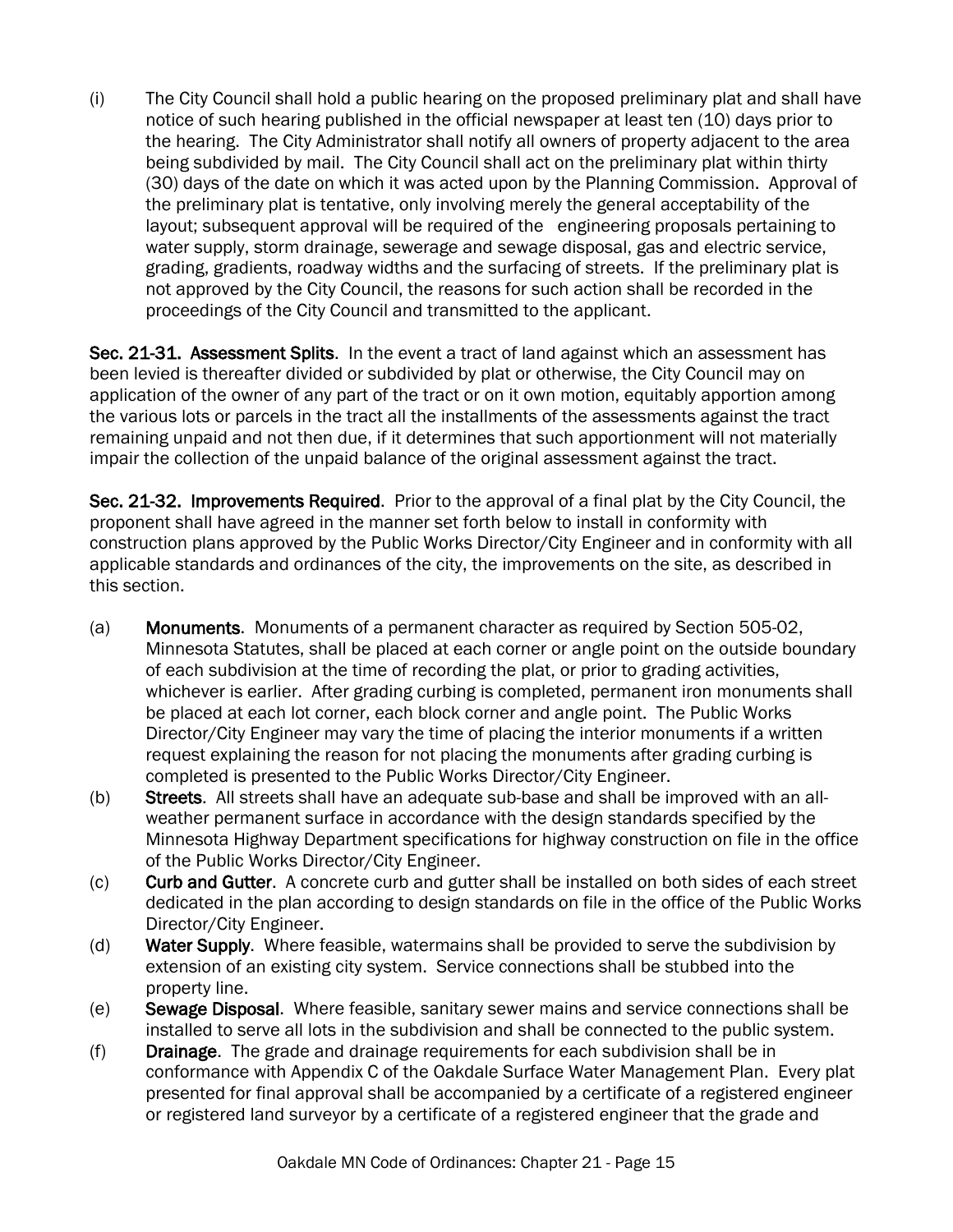(i) The City Council shall hold a public hearing on the proposed preliminary plat and shall have notice of such hearing published in the official newspaper at least ten (10) days prior to the hearing. The City Administrator shall notify all owners of property adjacent to the area being subdivided by mail. The City Council shall act on the preliminary plat within thirty (30) days of the date on which it was acted upon by the Planning Commission. Approval of the preliminary plat is tentative, only involving merely the general acceptability of the layout; subsequent approval will be required of the engineering proposals pertaining to water supply, storm drainage, sewerage and sewage disposal, gas and electric service, grading, gradients, roadway widths and the surfacing of streets. If the preliminary plat is not approved by the City Council, the reasons for such action shall be recorded in the proceedings of the City Council and transmitted to the applicant.

**Sec. 21-31. Assessment Splits**. In the event a tract of land against which an assessment has been levied is thereafter divided or subdivided by plat or otherwise, the City Council may on application of the owner of any part of the tract or on it own motion, equitably apportion among the various lots or parcels in the tract all the installments of the assessments against the tract remaining unpaid and not then due, if it determines that such apportionment will not materially impair the collection of the unpaid balance of the original assessment against the tract.

**Sec. 21-32. Improvements Required**. Prior to the approval of a final plat by the City Council, the proponent shall have agreed in the manner set forth below to install in conformity with construction plans approved by the Public Works Director/City Engineer and in conformity with all applicable standards and ordinances of the city, the improvements on the site, as described in this section.

(a) **Monuments**. Monuments of a permanent character as required by Section 505-02, Minnesota Statutes, shall be placed at each corner or angle point on the outside boundary of each subdivision at the time of recording the plat, or prior to grading activities, whichever is earlier. After grading curbing is completed, permanent iron monuments shall be placed at each lot corner, each block corner and angle point. The Public Works Director/City Engineer may vary the time of placing the interior monuments if a written request explaining the reason for not placing the monuments after grading curbing is completed is presented to the Public Works Director/City Engineer.

(b) **Streets**. All streets shall have an adequate sub-base and shall be improved with an all-weather permanent surface in accordance with the design standards specified by the Minnesota Highway Department specifications for highway construction on file in the office of the Public Works Director/City Engineer.

(c) **Curb and Gutter**. A concrete curb and gutter shall be installed on both sides of each street dedicated in the plan according to design standards on file in the office of the Public Works Director/City Engineer.

(d) **Water Supply**. Where feasible, watermains shall be provided to serve the subdivision by extension of an existing city system. Service connections shall be stubbed into the property line.

(e) **Sewage Disposal**. Where feasible, sanitary sewer mains and service connections shall be installed to serve all lots in the subdivision and shall be connected to the public system.

(f) **Drainage**. The grade and drainage requirements for each subdivision shall be in conformance with Appendix C of the Oakdale Surface Water Management Plan. Every plat presented for final approval shall be accompanied by a certificate of a registered engineer or registered land surveyor by a certificate of a registered engineer that the grade and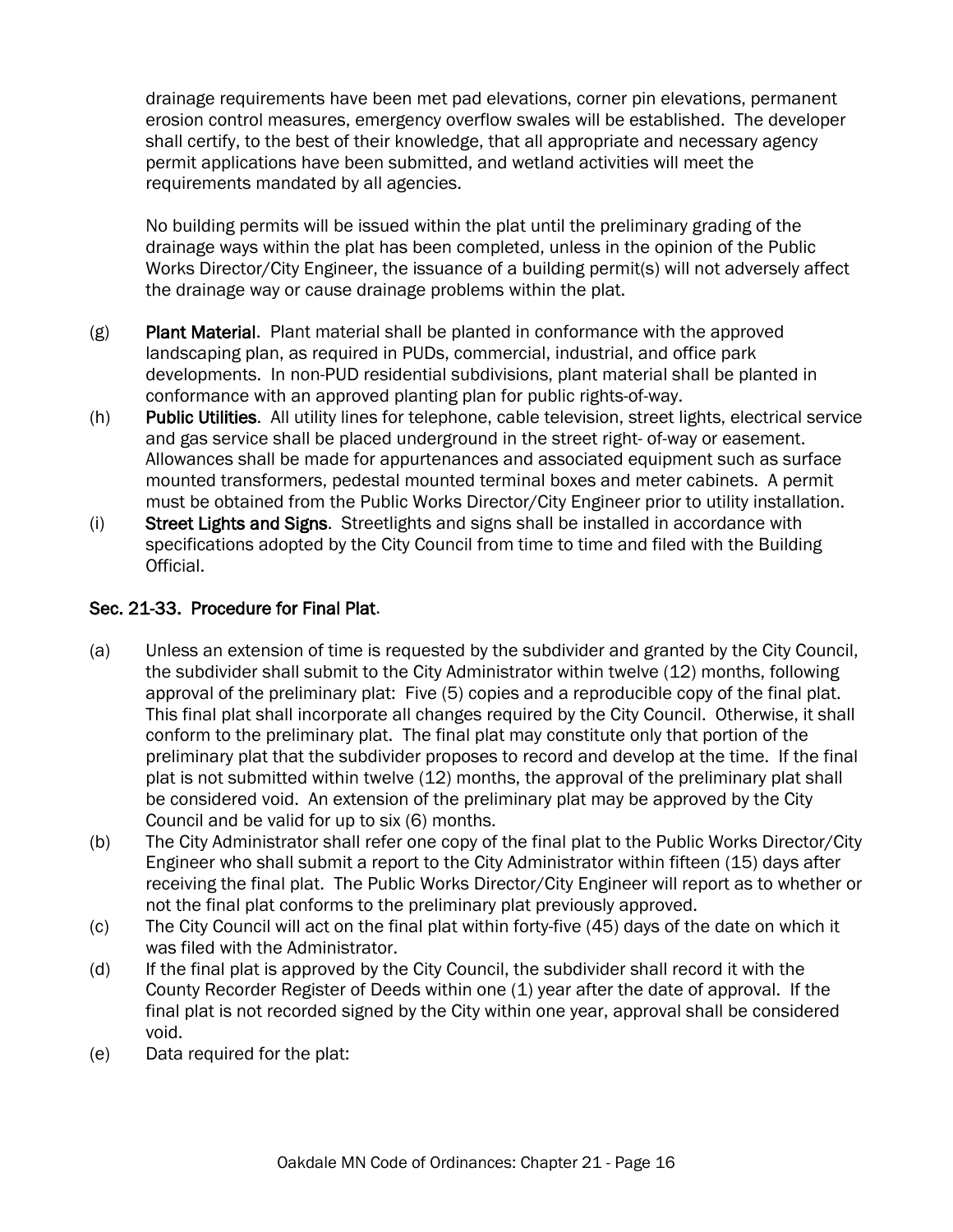drainage requirements have been met pad elevations, corner pin elevations, permanent erosion control measures, emergency overflow swales will be established. The developer shall certify, to the best of their knowledge, that all appropriate and necessary agency permit applications have been submitted, and wetland activities will meet the requirements mandated by all agencies.

No building permits will be issued within the plat until the preliminary grading of the drainage ways within the plat has been completed, unless in the opinion of the Public Works Director/City Engineer, the issuance of a building permit(s) will not adversely affect the drainage way or cause drainage problems within the plat.

(g) **Plant Material**. Plant material shall be planted in conformance with the approved landscaping plan, as required in PUDs, commercial, industrial, and office park developments. In non-PUD residential subdivisions, plant material shall be planted in conformance with an approved planting plan for public rights-of-way.

(h) **Public Utilities**. All utility lines for telephone, cable television, street lights, electrical service and gas service shall be placed underground in the street right- of-way or easement. Allowances shall be made for appurtenances and associated equipment such as surface mounted transformers, pedestal mounted terminal boxes and meter cabinets. A permit must be obtained from the Public Works Director/City Engineer prior to utility installation.

(i) **Street Lights and Signs**. Streetlights and signs shall be installed in accordance with specifications adopted by the City Council from time to time and filed with the Building Official.

## Sec. 21-33. Procedure for Final Plat.

(a) Unless an extension of time is requested by the subdivider and granted by the City Council, the subdivider shall submit to the City Administrator within twelve (12) months, following approval of the preliminary plat: Five (5) copies and a reproducible copy of the final plat. This final plat shall incorporate all changes required by the City Council. Otherwise, it shall conform to the preliminary plat. The final plat may constitute only that portion of the preliminary plat that the subdivider proposes to record and develop at the time. If the final plat is not submitted within twelve (12) months, the approval of the preliminary plat shall be considered void. An extension of the preliminary plat may be approved by the City Council and be valid for up to six (6) months.

(b) The City Administrator shall refer one copy of the final plat to the Public Works Director/City Engineer who shall submit a report to the City Administrator within fifteen (15) days after receiving the final plat. The Public Works Director/City Engineer will report as to whether or not the final plat conforms to the preliminary plat previously approved.

(c) The City Council will act on the final plat within forty-five (45) days of the date on which it was filed with the Administrator.

(d) If the final plat is approved by the City Council, the subdivider shall record it with the County Recorder Register of Deeds within one (1) year after the date of approval. If the final plat is not recorded signed by the City within one year, approval shall be considered void.

(e) Data required for the plat: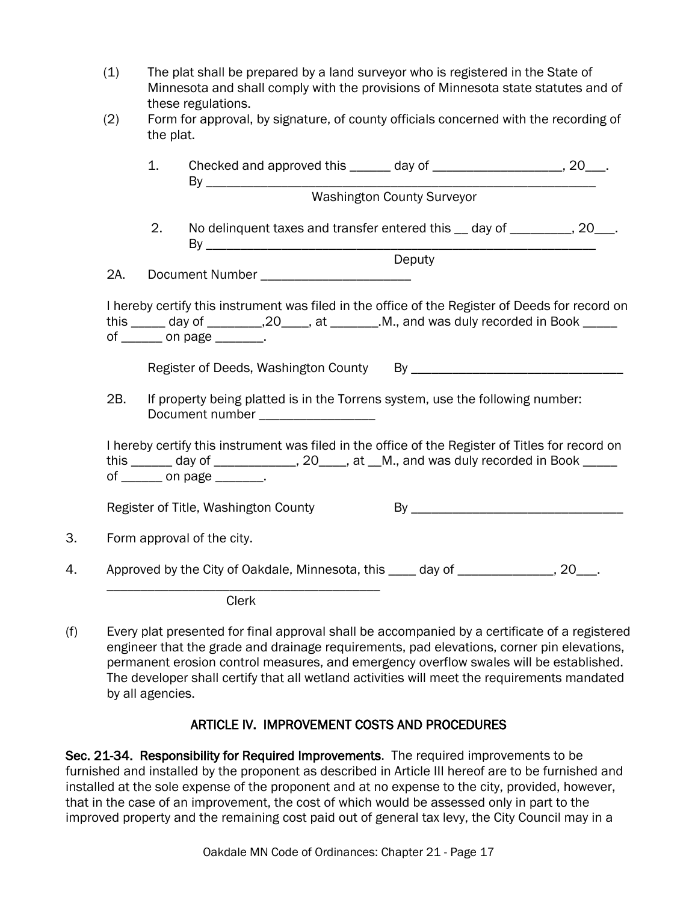(1) The plat shall be prepared by a land surveyor who is registered in the State of Minnesota and shall comply with the provisions of Minnesota state statutes and of these regulations.

(2) Form for approval, by signature, of county officials concerned with the recording of the plat.

1. Checked and approved this ______ day of ___________________, 20___.
   By ____________________________________________________________
   Washington County Surveyor

2. No delinquent taxes and transfer entered this __ day of _________, 20___.
   By ____________________________________________________________
   Deputy

2A. Document Number ______________________

I hereby certify this instrument was filed in the office of the Register of Deeds for record on this _____ day of ________,20____, at _______.M., and was duly recorded in Book _____ of ______ on page _______.

Register of Deeds, Washington County By _______________________________

2B. If property being platted is in the Torrens system, use the following number: Document number _________________

I hereby certify this instrument was filed in the office of the Register of Titles for record on this ______ day of ____________, 20____, at __M., and was duly recorded in Book _____ of ______ on page _______.

Register of Title, Washington County By _______________________________

3. Form approval of the city.

4. Approved by the City of Oakdale, Minnesota, this ____ day of ______________, 20___.
   __________________________________________
   Clerk

(f) Every plat presented for final approval shall be accompanied by a certificate of a registered engineer that the grade and drainage requirements, pad elevations, corner pin elevations, permanent erosion control measures, and emergency overflow swales will be established. The developer shall certify that all wetland activities will meet the requirements mandated by all agencies.

## ARTICLE IV. IMPROVEMENT COSTS AND PROCEDURES

**Sec. 21-34. Responsibility for Required Improvements**. The required improvements to be furnished and installed by the proponent as described in Article III hereof are to be furnished and installed at the sole expense of the proponent and at no expense to the city, provided, however, that in the case of an improvement, the cost of which would be assessed only in part to the improved property and the remaining cost paid out of general tax levy, the City Council may in a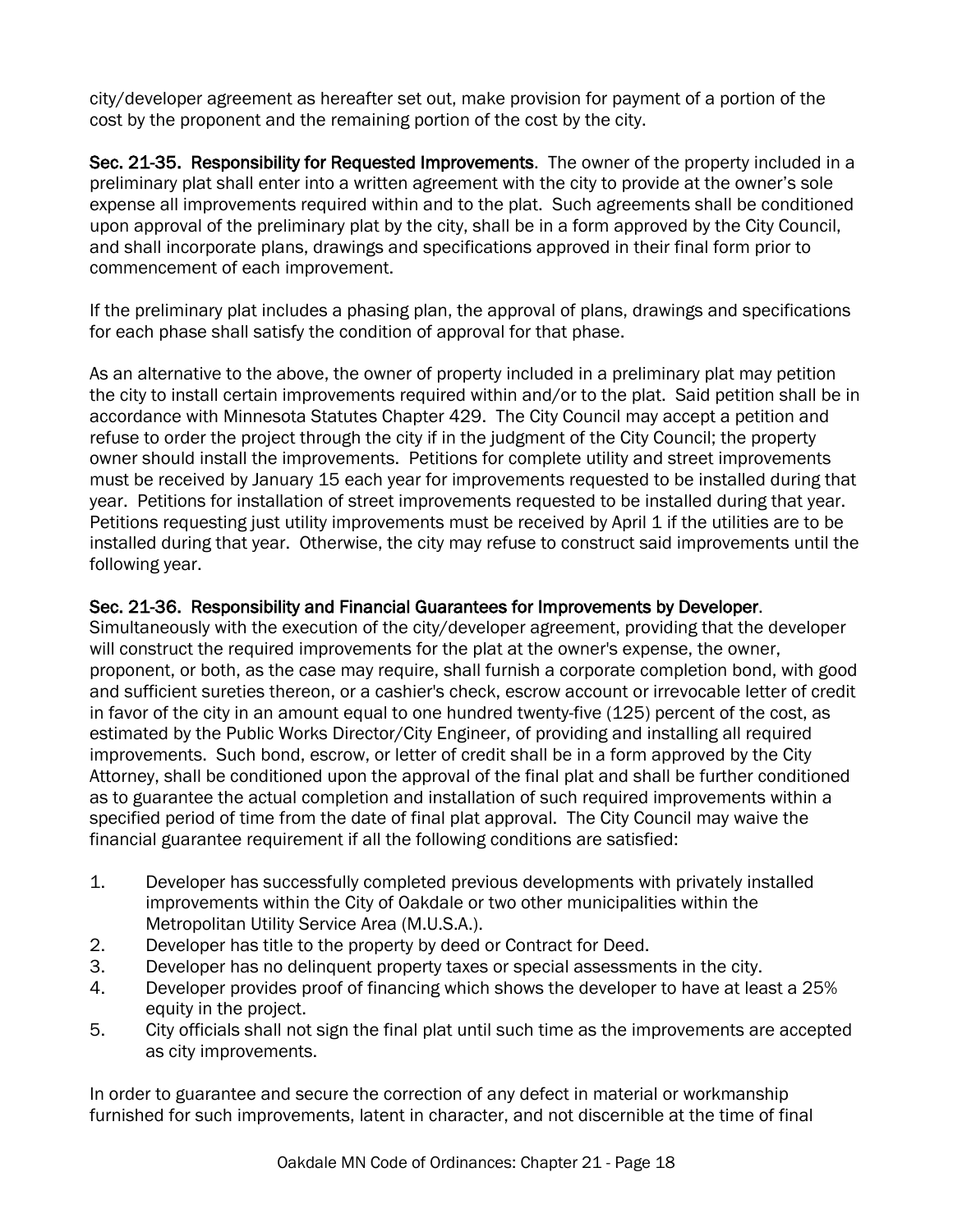city/developer agreement as hereafter set out, make provision for payment of a portion of the cost by the proponent and the remaining portion of the cost by the city.

**Sec. 21-35. Responsibility for Requested Improvements**. The owner of the property included in a preliminary plat shall enter into a written agreement with the city to provide at the owner's sole expense all improvements required within and to the plat. Such agreements shall be conditioned upon approval of the preliminary plat by the city, shall be in a form approved by the City Council, and shall incorporate plans, drawings and specifications approved in their final form prior to commencement of each improvement.

If the preliminary plat includes a phasing plan, the approval of plans, drawings and specifications for each phase shall satisfy the condition of approval for that phase.

As an alternative to the above, the owner of property included in a preliminary plat may petition the city to install certain improvements required within and/or to the plat. Said petition shall be in accordance with Minnesota Statutes Chapter 429. The City Council may accept a petition and refuse to order the project through the city if in the judgment of the City Council; the property owner should install the improvements. Petitions for complete utility and street improvements must be received by January 15 each year for improvements requested to be installed during that year. Petitions for installation of street improvements requested to be installed during that year. Petitions requesting just utility improvements must be received by April 1 if the utilities are to be installed during that year. Otherwise, the city may refuse to construct said improvements until the following year.

**Sec. 21-36. Responsibility and Financial Guarantees for Improvements by Developer**. Simultaneously with the execution of the city/developer agreement, providing that the developer will construct the required improvements for the plat at the owner's expense, the owner, proponent, or both, as the case may require, shall furnish a corporate completion bond, with good and sufficient sureties thereon, or a cashier's check, escrow account or irrevocable letter of credit in favor of the city in an amount equal to one hundred twenty-five (125) percent of the cost, as estimated by the Public Works Director/City Engineer, of providing and installing all required improvements. Such bond, escrow, or letter of credit shall be in a form approved by the City Attorney, shall be conditioned upon the approval of the final plat and shall be further conditioned as to guarantee the actual completion and installation of such required improvements within a specified period of time from the date of final plat approval. The City Council may waive the financial guarantee requirement if all the following conditions are satisfied:

1. Developer has successfully completed previous developments with privately installed improvements within the City of Oakdale or two other municipalities within the Metropolitan Utility Service Area (M.U.S.A.).
2. Developer has title to the property by deed or Contract for Deed.
3. Developer has no delinquent property taxes or special assessments in the city.
4. Developer provides proof of financing which shows the developer to have at least a 25% equity in the project.
5. City officials shall not sign the final plat until such time as the improvements are accepted as city improvements.

In order to guarantee and secure the correction of any defect in material or workmanship furnished for such improvements, latent in character, and not discernible at the time of final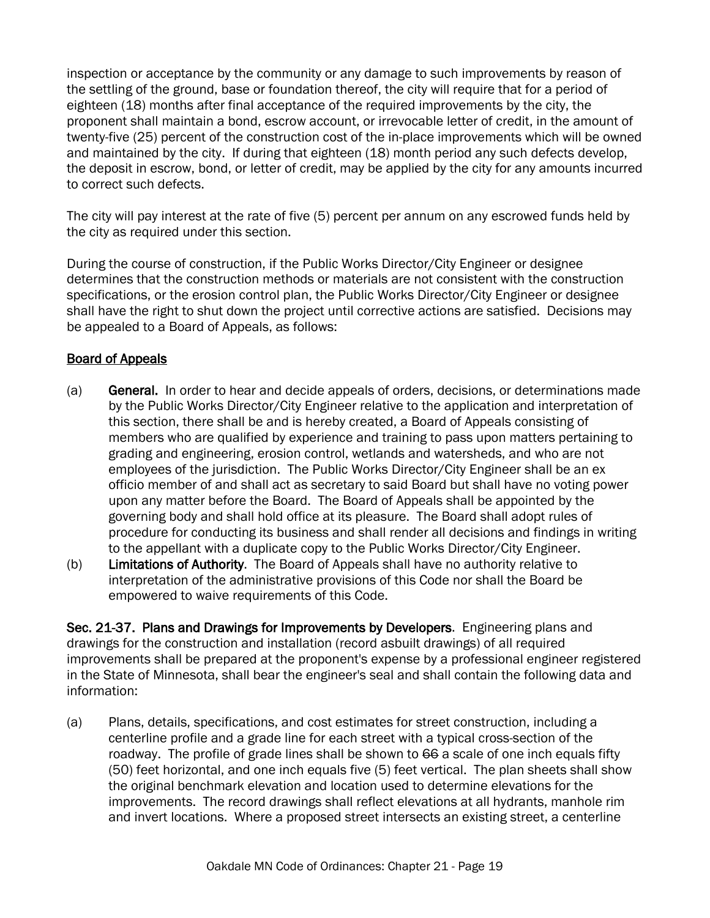inspection or acceptance by the community or any damage to such improvements by reason of the settling of the ground, base or foundation thereof, the city will require that for a period of eighteen (18) months after final acceptance of the required improvements by the city, the proponent shall maintain a bond, escrow account, or irrevocable letter of credit, in the amount of twenty-five (25) percent of the construction cost of the in-place improvements which will be owned and maintained by the city. If during that eighteen (18) month period any such defects develop, the deposit in escrow, bond, or letter of credit, may be applied by the city for any amounts incurred to correct such defects.

The city will pay interest at the rate of five (5) percent per annum on any escrowed funds held by the city as required under this section.

During the course of construction, if the Public Works Director/City Engineer or designee determines that the construction methods or materials are not consistent with the construction specifications, or the erosion control plan, the Public Works Director/City Engineer or designee shall have the right to shut down the project until corrective actions are satisfied. Decisions may be appealed to a Board of Appeals, as follows:

<u>Board of Appeals</u>

(a) **General.** In order to hear and decide appeals of orders, decisions, or determinations made by the Public Works Director/City Engineer relative to the application and interpretation of this section, there shall be and is hereby created, a Board of Appeals consisting of members who are qualified by experience and training to pass upon matters pertaining to grading and engineering, erosion control, wetlands and watersheds, and who are not employees of the jurisdiction. The Public Works Director/City Engineer shall be an ex officio member of and shall act as secretary to said Board but shall have no voting power upon any matter before the Board. The Board of Appeals shall be appointed by the governing body and shall hold office at its pleasure. The Board shall adopt rules of procedure for conducting its business and shall render all decisions and findings in writing to the appellant with a duplicate copy to the Public Works Director/City Engineer.

(b) **Limitations of Authority**. The Board of Appeals shall have no authority relative to interpretation of the administrative provisions of this Code nor shall the Board be empowered to waive requirements of this Code.

**Sec. 21-37. Plans and Drawings for Improvements by Developers**. Engineering plans and drawings for the construction and installation (record asbuilt drawings) of all required improvements shall be prepared at the proponent's expense by a professional engineer registered in the State of Minnesota, shall bear the engineer's seal and shall contain the following data and information:

(a) Plans, details, specifications, and cost estimates for street construction, including a centerline profile and a grade line for each street with a typical cross-section of the roadway. The profile of grade lines shall be shown to ~~66~~ a scale of one inch equals fifty (50) feet horizontal, and one inch equals five (5) feet vertical. The plan sheets shall show the original benchmark elevation and location used to determine elevations for the improvements. The record drawings shall reflect elevations at all hydrants, manhole rim and invert locations. Where a proposed street intersects an existing street, a centerline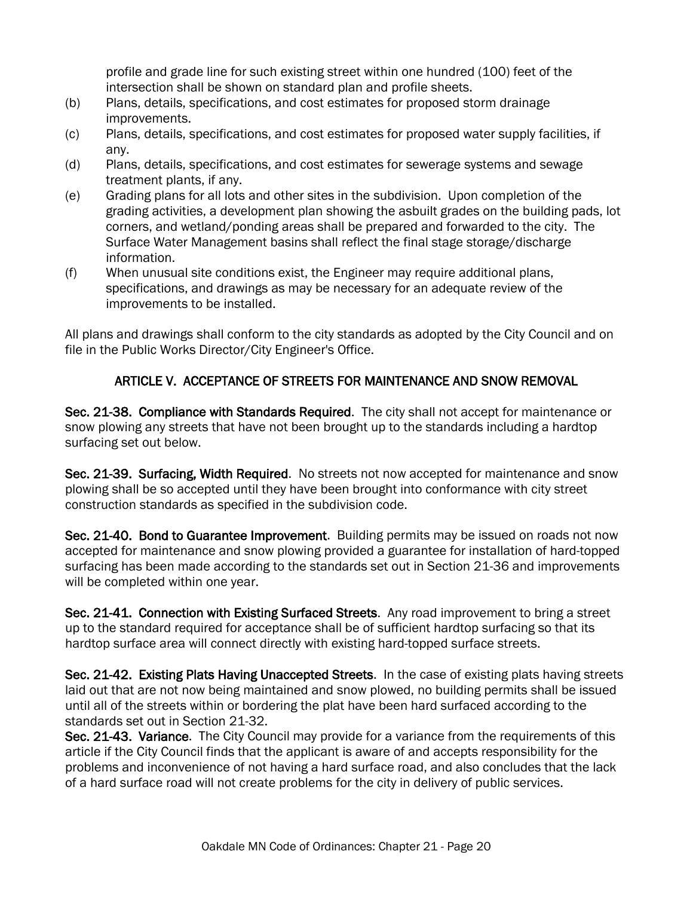profile and grade line for such existing street within one hundred (100) feet of the intersection shall be shown on standard plan and profile sheets.

(b) Plans, details, specifications, and cost estimates for proposed storm drainage improvements.

(c) Plans, details, specifications, and cost estimates for proposed water supply facilities, if any.

(d) Plans, details, specifications, and cost estimates for sewerage systems and sewage treatment plants, if any.

(e) Grading plans for all lots and other sites in the subdivision. Upon completion of the grading activities, a development plan showing the asbuilt grades on the building pads, lot corners, and wetland/ponding areas shall be prepared and forwarded to the city. The Surface Water Management basins shall reflect the final stage storage/discharge information.

(f) When unusual site conditions exist, the Engineer may require additional plans, specifications, and drawings as may be necessary for an adequate review of the improvements to be installed.

All plans and drawings shall conform to the city standards as adopted by the City Council and on file in the Public Works Director/City Engineer's Office.

## ARTICLE V. ACCEPTANCE OF STREETS FOR MAINTENANCE AND SNOW REMOVAL

**Sec. 21-38. Compliance with Standards Required**. The city shall not accept for maintenance or snow plowing any streets that have not been brought up to the standards including a hardtop surfacing set out below.

**Sec. 21-39. Surfacing, Width Required**. No streets not now accepted for maintenance and snow plowing shall be so accepted until they have been brought into conformance with city street construction standards as specified in the subdivision code.

**Sec. 21-40. Bond to Guarantee Improvement**. Building permits may be issued on roads not now accepted for maintenance and snow plowing provided a guarantee for installation of hard-topped surfacing has been made according to the standards set out in Section 21-36 and improvements will be completed within one year.

**Sec. 21-41. Connection with Existing Surfaced Streets**. Any road improvement to bring a street up to the standard required for acceptance shall be of sufficient hardtop surfacing so that its hardtop surface area will connect directly with existing hard-topped surface streets.

**Sec. 21-42. Existing Plats Having Unaccepted Streets**. In the case of existing plats having streets laid out that are not now being maintained and snow plowed, no building permits shall be issued until all of the streets within or bordering the plat have been hard surfaced according to the standards set out in Section 21-32.

**Sec. 21-43. Variance**. The City Council may provide for a variance from the requirements of this article if the City Council finds that the applicant is aware of and accepts responsibility for the problems and inconvenience of not having a hard surface road, and also concludes that the lack of a hard surface road will not create problems for the city in delivery of public services.